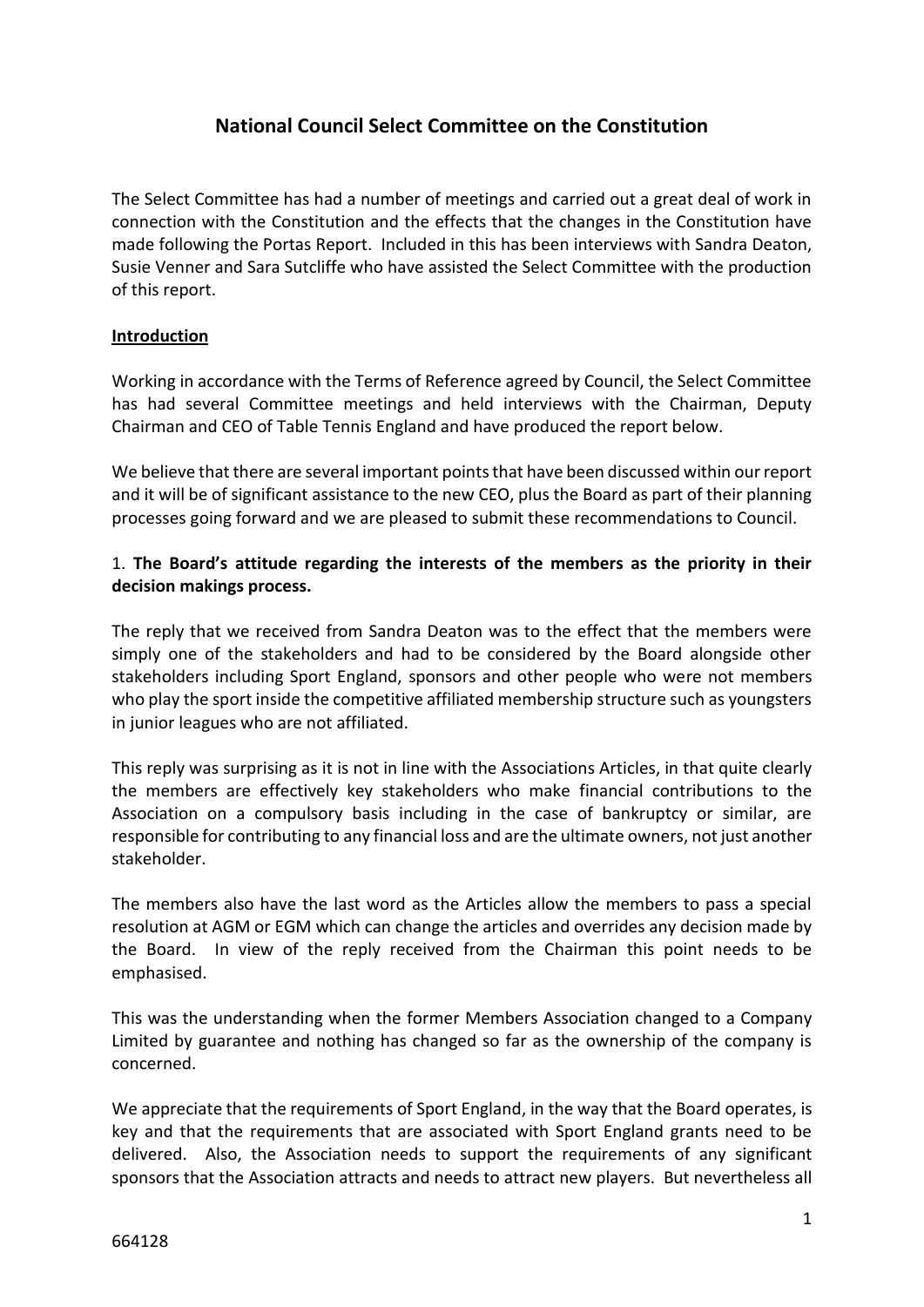# National Council Select Committee on the Constitution

The Select Committee has had a number of meetings and carried out a great deal of work in connection with the Constitution and the effects that the changes in the Constitution have made following the Portas Report. Included in this has been interviews with Sandra Deaton, Susie Venner and Sara Sutcliffe who have assisted the Select Committee with the production of this report.

**Introduction**

Working in accordance with the Terms of Reference agreed by Council, the Select Committee has had several Committee meetings and held interviews with the Chairman, Deputy Chairman and CEO of Table Tennis England and have produced the report below.

We believe that there are several important points that have been discussed within our report and it will be of significant assistance to the new CEO, plus the Board as part of their planning processes going forward and we are pleased to submit these recommendations to Council.

1. **The Board's attitude regarding the interests of the members as the priority in their decision makings process.**

The reply that we received from Sandra Deaton was to the effect that the members were simply one of the stakeholders and had to be considered by the Board alongside other stakeholders including Sport England, sponsors and other people who were not members who play the sport inside the competitive affiliated membership structure such as youngsters in junior leagues who are not affiliated.

This reply was surprising as it is not in line with the Associations Articles, in that quite clearly the members are effectively key stakeholders who make financial contributions to the Association on a compulsory basis including in the case of bankruptcy or similar, are responsible for contributing to any financial loss and are the ultimate owners, not just another stakeholder.

The members also have the last word as the Articles allow the members to pass a special resolution at AGM or EGM which can change the articles and overrides any decision made by the Board. In view of the reply received from the Chairman this point needs to be emphasised.

This was the understanding when the former Members Association changed to a Company Limited by guarantee and nothing has changed so far as the ownership of the company is concerned.

We appreciate that the requirements of Sport England, in the way that the Board operates, is key and that the requirements that are associated with Sport England grants need to be delivered. Also, the Association needs to support the requirements of any significant sponsors that the Association attracts and needs to attract new players. But nevertheless all

664128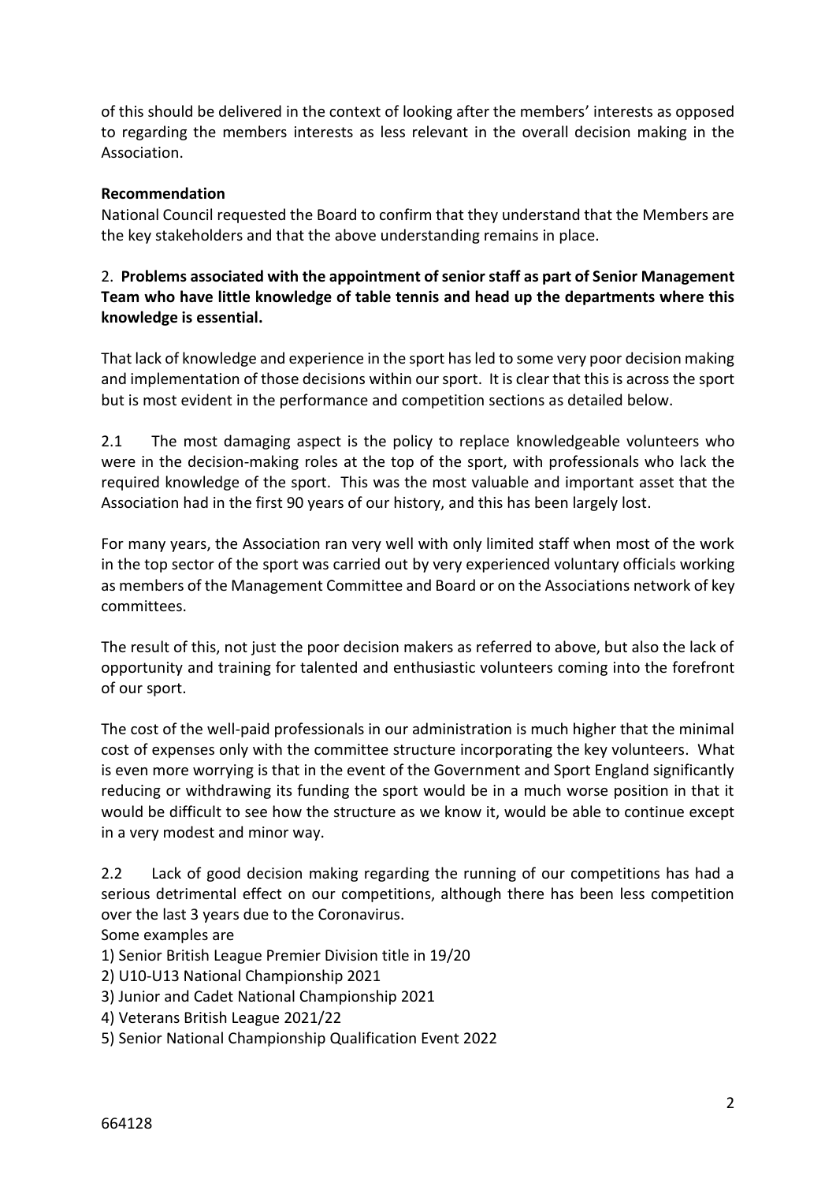of this should be delivered in the context of looking after the members' interests as opposed to regarding the members interests as less relevant in the overall decision making in the Association.

**Recommendation**

National Council requested the Board to confirm that they understand that the Members are the key stakeholders and that the above understanding remains in place.

2. **Problems associated with the appointment of senior staff as part of Senior Management Team who have little knowledge of table tennis and head up the departments where this knowledge is essential.**

That lack of knowledge and experience in the sport has led to some very poor decision making and implementation of those decisions within our sport. It is clear that this is across the sport but is most evident in the performance and competition sections as detailed below.

2.1 The most damaging aspect is the policy to replace knowledgeable volunteers who were in the decision-making roles at the top of the sport, with professionals who lack the required knowledge of the sport. This was the most valuable and important asset that the Association had in the first 90 years of our history, and this has been largely lost.

For many years, the Association ran very well with only limited staff when most of the work in the top sector of the sport was carried out by very experienced voluntary officials working as members of the Management Committee and Board or on the Associations network of key committees.

The result of this, not just the poor decision makers as referred to above, but also the lack of opportunity and training for talented and enthusiastic volunteers coming into the forefront of our sport.

The cost of the well-paid professionals in our administration is much higher that the minimal cost of expenses only with the committee structure incorporating the key volunteers. What is even more worrying is that in the event of the Government and Sport England significantly reducing or withdrawing its funding the sport would be in a much worse position in that it would be difficult to see how the structure as we know it, would be able to continue except in a very modest and minor way.

2.2 Lack of good decision making regarding the running of our competitions has had a serious detrimental effect on our competitions, although there has been less competition over the last 3 years due to the Coronavirus.

Some examples are

1) Senior British League Premier Division title in 19/20
2) U10-U13 National Championship 2021
3) Junior and Cadet National Championship 2021
4) Veterans British League 2021/22
5) Senior National Championship Qualification Event 2022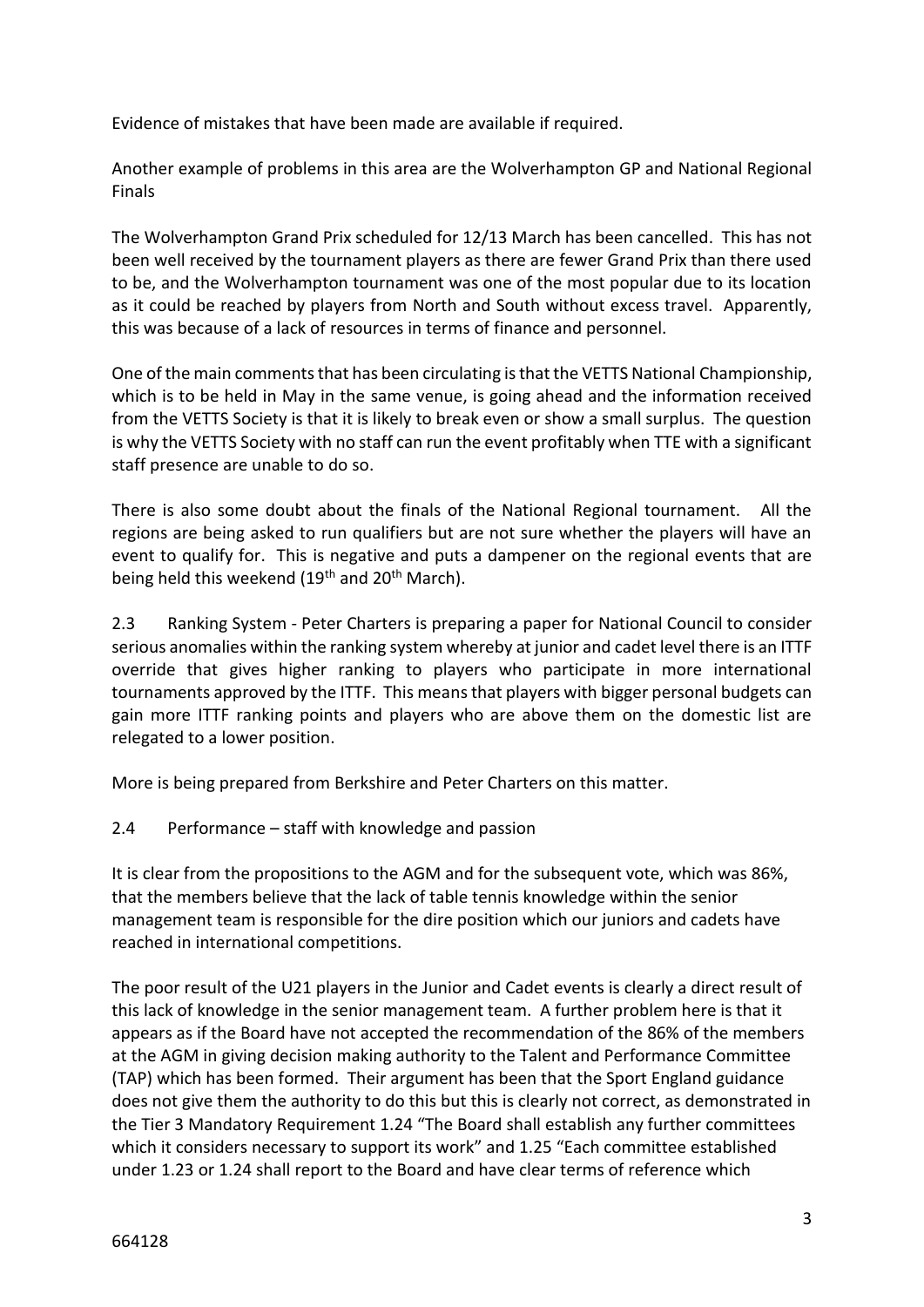Evidence of mistakes that have been made are available if required.

Another example of problems in this area are the Wolverhampton GP and National Regional Finals

The Wolverhampton Grand Prix scheduled for 12/13 March has been cancelled. This has not been well received by the tournament players as there are fewer Grand Prix than there used to be, and the Wolverhampton tournament was one of the most popular due to its location as it could be reached by players from North and South without excess travel. Apparently, this was because of a lack of resources in terms of finance and personnel.

One of the main comments that has been circulating is that the VETTS National Championship, which is to be held in May in the same venue, is going ahead and the information received from the VETTS Society is that it is likely to break even or show a small surplus. The question is why the VETTS Society with no staff can run the event profitably when TTE with a significant staff presence are unable to do so.

There is also some doubt about the finals of the National Regional tournament. All the regions are being asked to run qualifiers but are not sure whether the players will have an event to qualify for. This is negative and puts a dampener on the regional events that are being held this weekend (19th and 20th March).

2.3 Ranking System - Peter Charters is preparing a paper for National Council to consider serious anomalies within the ranking system whereby at junior and cadet level there is an ITTF override that gives higher ranking to players who participate in more international tournaments approved by the ITTF. This means that players with bigger personal budgets can gain more ITTF ranking points and players who are above them on the domestic list are relegated to a lower position.

More is being prepared from Berkshire and Peter Charters on this matter.

2.4 Performance – staff with knowledge and passion

It is clear from the propositions to the AGM and for the subsequent vote, which was 86%, that the members believe that the lack of table tennis knowledge within the senior management team is responsible for the dire position which our juniors and cadets have reached in international competitions.

The poor result of the U21 players in the Junior and Cadet events is clearly a direct result of this lack of knowledge in the senior management team. A further problem here is that it appears as if the Board have not accepted the recommendation of the 86% of the members at the AGM in giving decision making authority to the Talent and Performance Committee (TAP) which has been formed. Their argument has been that the Sport England guidance does not give them the authority to do this but this is clearly not correct, as demonstrated in the Tier 3 Mandatory Requirement 1.24 "The Board shall establish any further committees which it considers necessary to support its work" and 1.25 "Each committee established under 1.23 or 1.24 shall report to the Board and have clear terms of reference which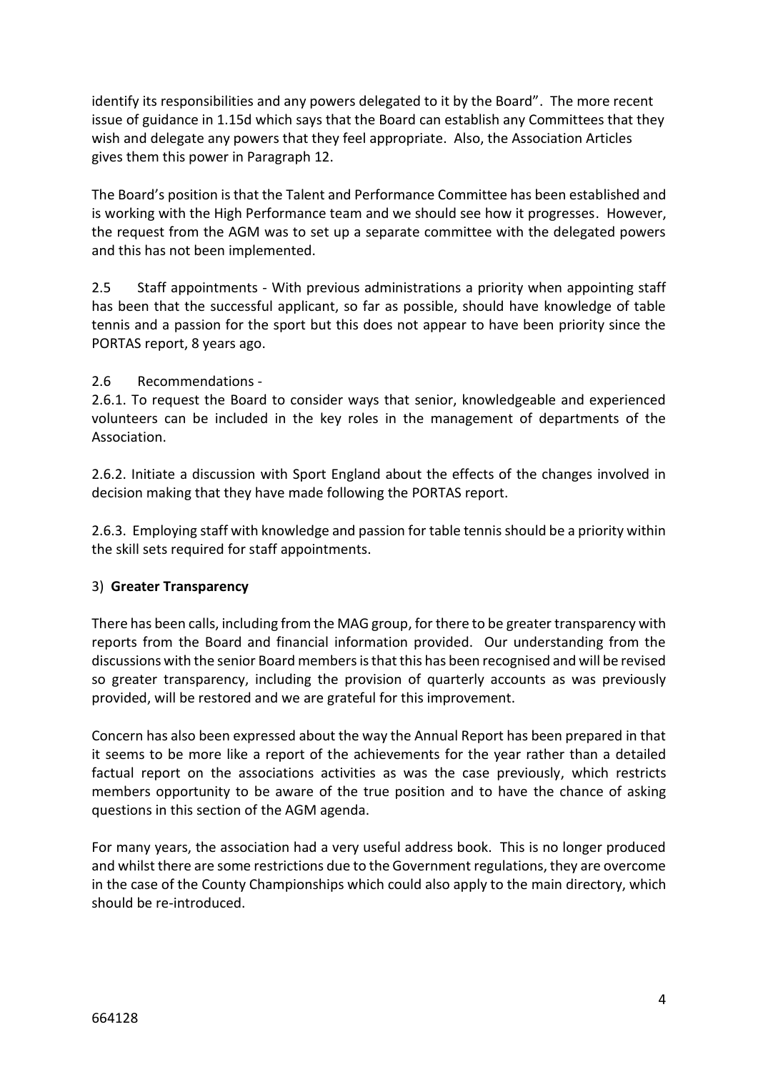identify its responsibilities and any powers delegated to it by the Board". The more recent issue of guidance in 1.15d which says that the Board can establish any Committees that they wish and delegate any powers that they feel appropriate. Also, the Association Articles gives them this power in Paragraph 12.

The Board's position is that the Talent and Performance Committee has been established and is working with the High Performance team and we should see how it progresses. However, the request from the AGM was to set up a separate committee with the delegated powers and this has not been implemented.

2.5 Staff appointments - With previous administrations a priority when appointing staff has been that the successful applicant, so far as possible, should have knowledge of table tennis and a passion for the sport but this does not appear to have been priority since the PORTAS report, 8 years ago.

2.6 Recommendations -

2.6.1. To request the Board to consider ways that senior, knowledgeable and experienced volunteers can be included in the key roles in the management of departments of the Association.

2.6.2. Initiate a discussion with Sport England about the effects of the changes involved in decision making that they have made following the PORTAS report.

2.6.3. Employing staff with knowledge and passion for table tennis should be a priority within the skill sets required for staff appointments.

3) **Greater Transparency**

There has been calls, including from the MAG group, for there to be greater transparency with reports from the Board and financial information provided. Our understanding from the discussions with the senior Board members is that this has been recognised and will be revised so greater transparency, including the provision of quarterly accounts as was previously provided, will be restored and we are grateful for this improvement.

Concern has also been expressed about the way the Annual Report has been prepared in that it seems to be more like a report of the achievements for the year rather than a detailed factual report on the associations activities as was the case previously, which restricts members opportunity to be aware of the true position and to have the chance of asking questions in this section of the AGM agenda.

For many years, the association had a very useful address book. This is no longer produced and whilst there are some restrictions due to the Government regulations, they are overcome in the case of the County Championships which could also apply to the main directory, which should be re-introduced.

664128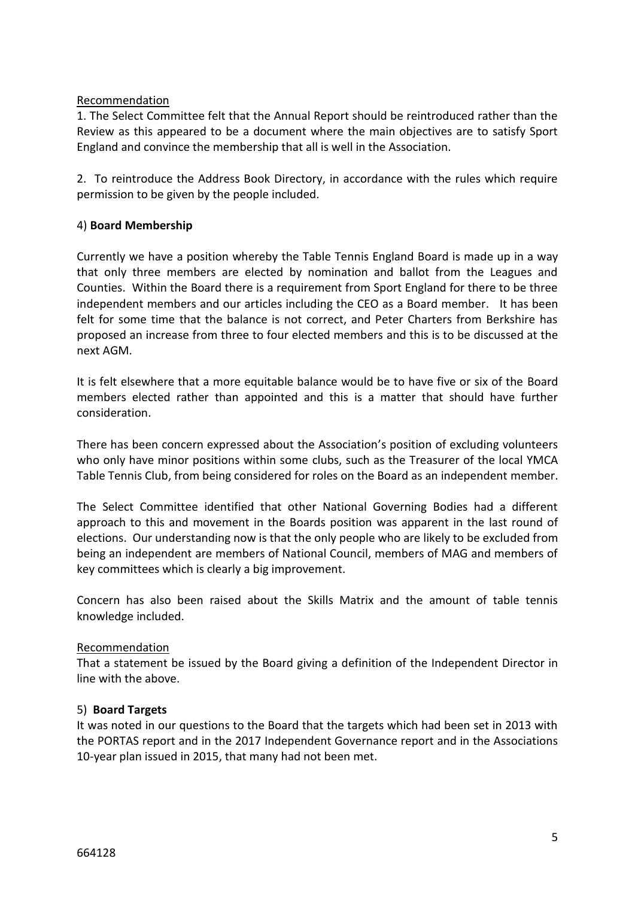Recommendation

1. The Select Committee felt that the Annual Report should be reintroduced rather than the Review as this appeared to be a document where the main objectives are to satisfy Sport England and convince the membership that all is well in the Association.

2. To reintroduce the Address Book Directory, in accordance with the rules which require permission to be given by the people included.

4) **Board Membership**

Currently we have a position whereby the Table Tennis England Board is made up in a way that only three members are elected by nomination and ballot from the Leagues and Counties. Within the Board there is a requirement from Sport England for there to be three independent members and our articles including the CEO as a Board member. It has been felt for some time that the balance is not correct, and Peter Charters from Berkshire has proposed an increase from three to four elected members and this is to be discussed at the next AGM.

It is felt elsewhere that a more equitable balance would be to have five or six of the Board members elected rather than appointed and this is a matter that should have further consideration.

There has been concern expressed about the Association's position of excluding volunteers who only have minor positions within some clubs, such as the Treasurer of the local YMCA Table Tennis Club, from being considered for roles on the Board as an independent member.

The Select Committee identified that other National Governing Bodies had a different approach to this and movement in the Boards position was apparent in the last round of elections. Our understanding now is that the only people who are likely to be excluded from being an independent are members of National Council, members of MAG and members of key committees which is clearly a big improvement.

Concern has also been raised about the Skills Matrix and the amount of table tennis knowledge included.

Recommendation

That a statement be issued by the Board giving a definition of the Independent Director in line with the above.

5) **Board Targets**

It was noted in our questions to the Board that the targets which had been set in 2013 with the PORTAS report and in the 2017 Independent Governance report and in the Associations 10-year plan issued in 2015, that many had not been met.

664128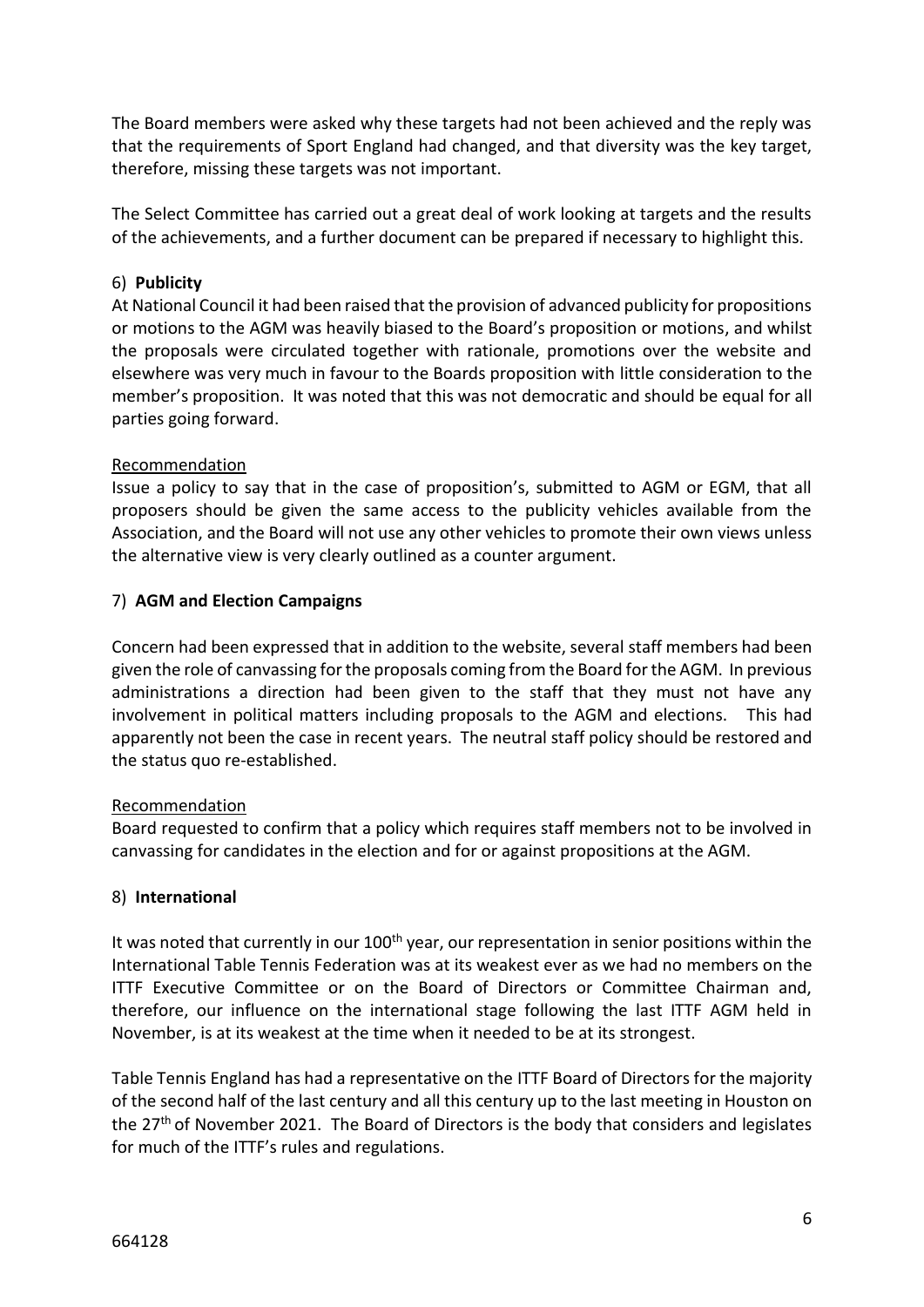The Board members were asked why these targets had not been achieved and the reply was that the requirements of Sport England had changed, and that diversity was the key target, therefore, missing these targets was not important.

The Select Committee has carried out a great deal of work looking at targets and the results of the achievements, and a further document can be prepared if necessary to highlight this.

### 6) **Publicity**

At National Council it had been raised that the provision of advanced publicity for propositions or motions to the AGM was heavily biased to the Board's proposition or motions, and whilst the proposals were circulated together with rationale, promotions over the website and elsewhere was very much in favour to the Boards proposition with little consideration to the member's proposition. It was noted that this was not democratic and should be equal for all parties going forward.

Recommendation

Issue a policy to say that in the case of proposition's, submitted to AGM or EGM, that all proposers should be given the same access to the publicity vehicles available from the Association, and the Board will not use any other vehicles to promote their own views unless the alternative view is very clearly outlined as a counter argument.

### 7) **AGM and Election Campaigns**

Concern had been expressed that in addition to the website, several staff members had been given the role of canvassing for the proposals coming from the Board for the AGM. In previous administrations a direction had been given to the staff that they must not have any involvement in political matters including proposals to the AGM and elections. This had apparently not been the case in recent years. The neutral staff policy should be restored and the status quo re-established.

Recommendation

Board requested to confirm that a policy which requires staff members not to be involved in canvassing for candidates in the election and for or against propositions at the AGM.

### 8) **International**

It was noted that currently in our 100th year, our representation in senior positions within the International Table Tennis Federation was at its weakest ever as we had no members on the ITTF Executive Committee or on the Board of Directors or Committee Chairman and, therefore, our influence on the international stage following the last ITTF AGM held in November, is at its weakest at the time when it needed to be at its strongest.

Table Tennis England has had a representative on the ITTF Board of Directors for the majority of the second half of the last century and all this century up to the last meeting in Houston on the 27th of November 2021. The Board of Directors is the body that considers and legislates for much of the ITTF's rules and regulations.

664128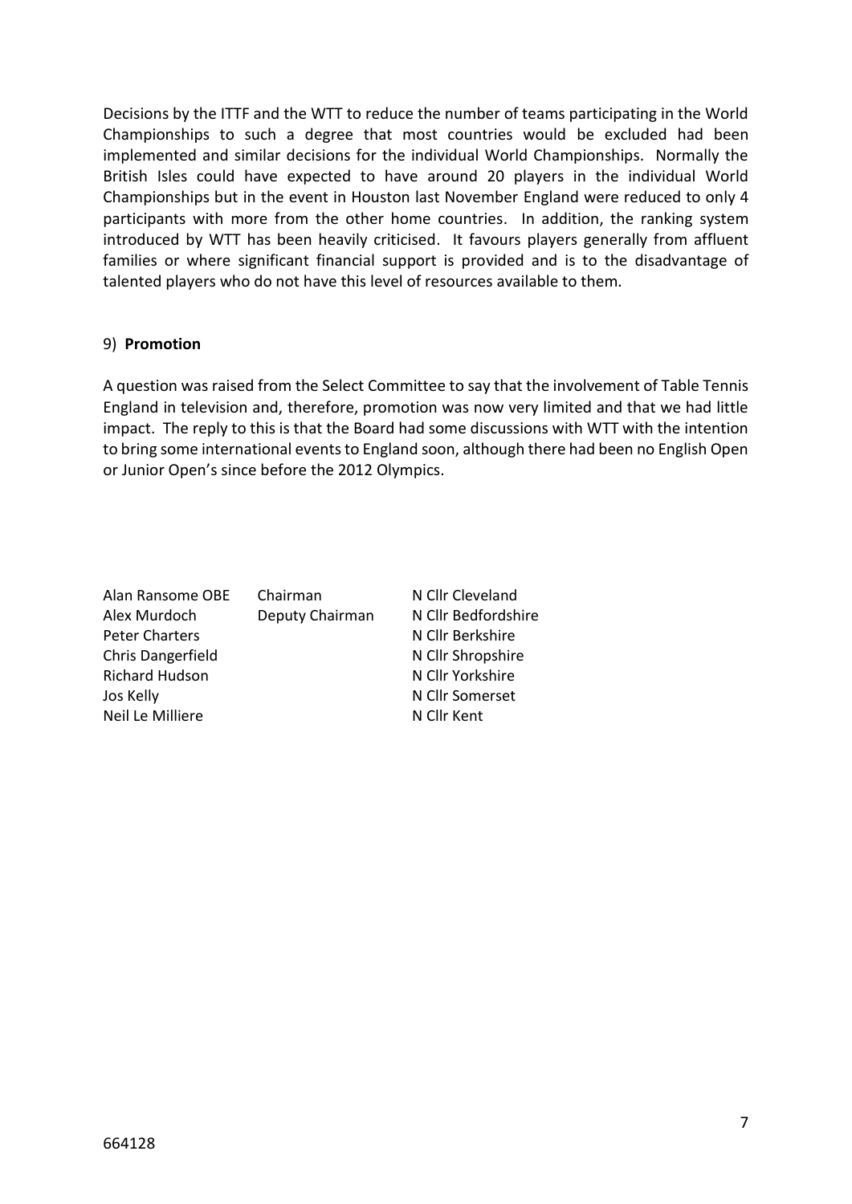Decisions by the ITTF and the WTT to reduce the number of teams participating in the World Championships to such a degree that most countries would be excluded had been implemented and similar decisions for the individual World Championships. Normally the British Isles could have expected to have around 20 players in the individual World Championships but in the event in Houston last November England were reduced to only 4 participants with more from the other home countries. In addition, the ranking system introduced by WTT has been heavily criticised. It favours players generally from affluent families or where significant financial support is provided and is to the disadvantage of talented players who do not have this level of resources available to them.

9) **Promotion**

A question was raised from the Select Committee to say that the involvement of Table Tennis England in television and, therefore, promotion was now very limited and that we had little impact. The reply to this is that the Board had some discussions with WTT with the intention to bring some international events to England soon, although there had been no English Open or Junior Open's since before the 2012 Olympics.

| | | |
|---|---|---|
| Alan Ransome OBE | Chairman | N Cllr Cleveland |
| Alex Murdoch | Deputy Chairman | N Cllr Bedfordshire |
| Peter Charters | | N Cllr Berkshire |
| Chris Dangerfield | | N Cllr Shropshire |
| Richard Hudson | | N Cllr Yorkshire |
| Jos Kelly | | N Cllr Somerset |
| Neil Le Milliere | | N Cllr Kent |

664128